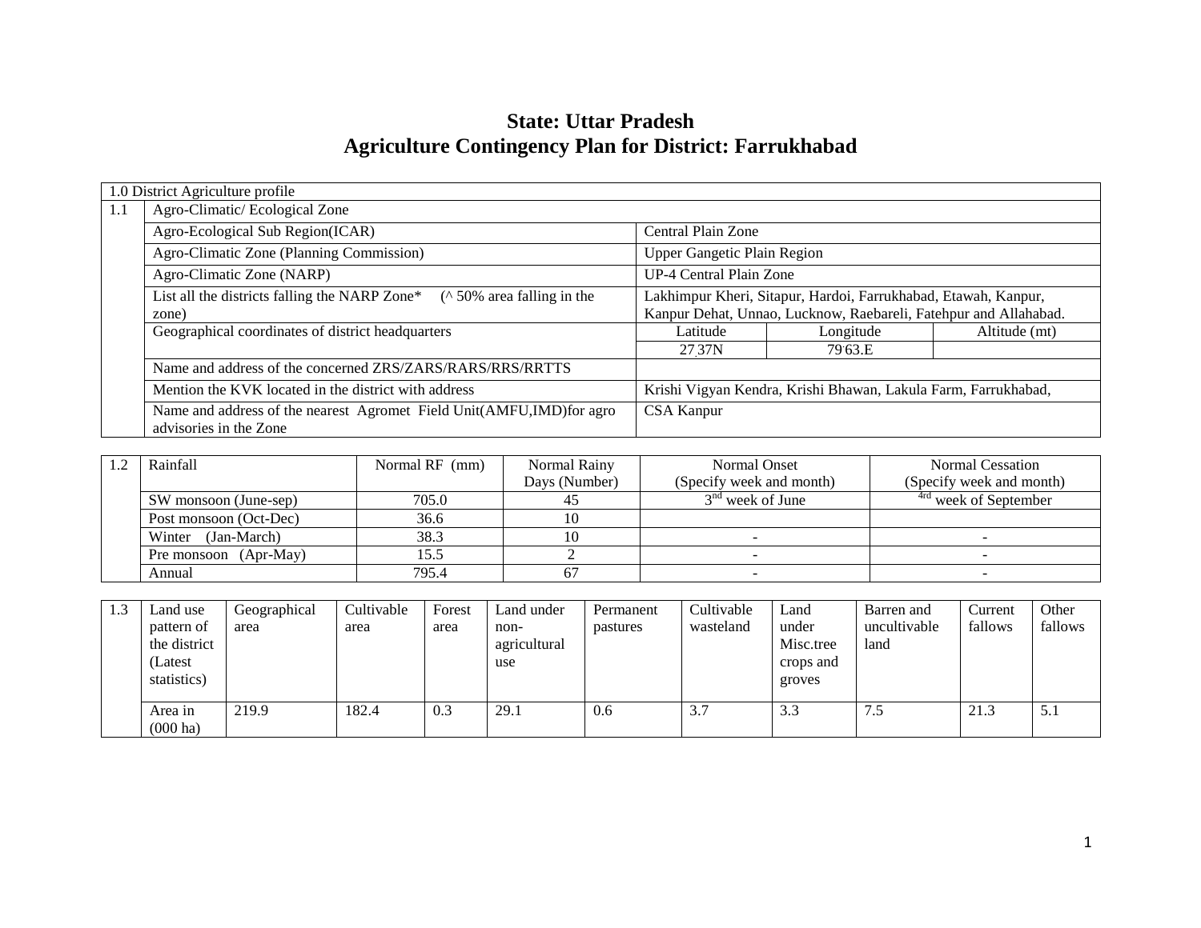# State: Uttar Pradesh
# Agriculture Contingency Plan for District: Farrukhabad

| 1.0 District Agriculture profile | | | | |
|---|---|---|---|---|
| 1.1 | Agro-Climatic/ Ecological Zone | | | |
| | Agro-Ecological Sub Region(ICAR) | Central Plain Zone | | |
| | Agro-Climatic Zone (Planning Commission) | Upper Gangetic Plain Region | | |
| | Agro-Climatic Zone (NARP) | UP-4 Central Plain Zone | | |
| | List all the districts falling the NARP Zone* (^ 50% area falling in the zone) | Lakhimpur Kheri, Sitapur, Hardoi, Farrukhabad, Etawah, Kanpur, Kanpur Dehat, Unnao, Lucknow, Raebareli, Fatehpur and Allahabad. | | |
| | Geographical coordinates of district headquarters | Latitude | Longitude | Altitude (mt) |
| | | 27.37N | 79.63.E | |
| | Name and address of the concerned ZRS/ZARS/RARS/RRS/RRTTS | | | |
| | Mention the KVK located in the district with address | Krishi Vigyan Kendra, Krishi Bhawan, Lakula Farm, Farrukhabad, | | |
| | Name and address of the nearest Agromet Field Unit(AMFU,IMD)for agro advisories in the Zone | CSA Kanpur | | |

| 1.2 | Rainfall | Normal RF (mm) | Normal Rainy Days (Number) | Normal Onset (Specify week and month) | Normal Cessation (Specify week and month) |
|---|---|---|---|---|---|
| | SW monsoon (June-sep) | 705.0 | 45 | 3rd week of June | 4rd week of September |
| | Post monsoon (Oct-Dec) | 36.6 | 10 | | |
| | Winter (Jan-March) | 38.3 | 10 | - | - |
| | Pre monsoon (Apr-May) | 15.5 | 2 | - | - |
| | Annual | 795.4 | 67 | - | - |

| 1.3 | Land use pattern of the district (Latest statistics) | Geographical area | Cultivable area | Forest area | Land under non-agricultural use | Permanent pastures | Cultivable wasteland | Land under Misc.tree crops and groves | Barren and uncultivable land | Current fallows | Other fallows |
|---|---|---|---|---|---|---|---|---|---|---|---|
| | Area in (000 ha) | 219.9 | 182.4 | 0.3 | 29.1 | 0.6 | 3.7 | 3.3 | 7.5 | 21.3 | 5.1 |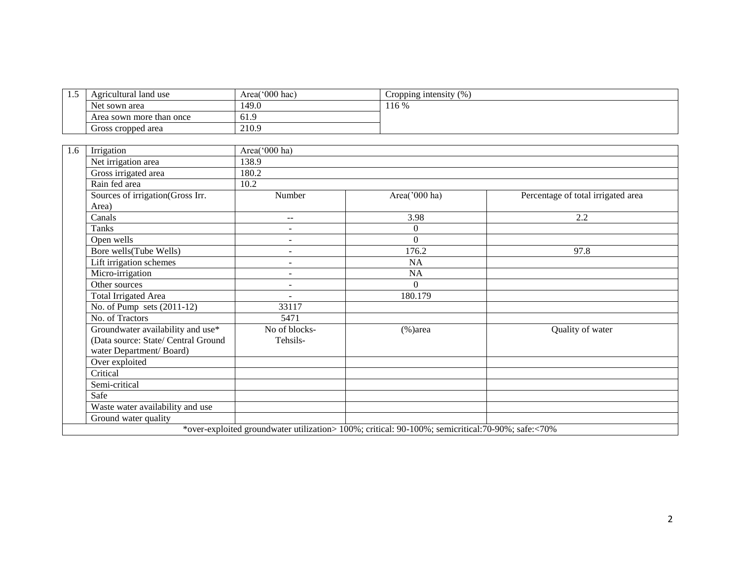| 1.5 | Agricultural land use | Area('000 hac) | Cropping intensity (%) |
|---|---|---|---|
| | Net sown area | 149.0 | 116 % |
| | Area sown more than once | 61.9 | |
| | Gross cropped area | 210.9 | |

| 1.6 | Irrigation | Area('000 ha) | | |
|---|---|---|---|---|
| | Net irrigation area | 138.9 | | |
| | Gross irrigated area | 180.2 | | |
| | Rain fed area | 10.2 | | |
| | Sources of irrigation(Gross Irr. Area) | Number | Area('000 ha) | Percentage of total irrigated area |
| | Canals | -- | 3.98 | 2.2 |
| | Tanks | - | 0 | |
| | Open wells | - | 0 | |
| | Bore wells(Tube Wells) | - | 176.2 | 97.8 |
| | Lift irrigation schemes | - | NA | |
| | Micro-irrigation | - | NA | |
| | Other sources | - | 0 | |
| | Total Irrigated Area | - | 180.179 | |
| | No. of Pump sets (2011-12) | 33117 | | |
| | No. of Tractors | 5471 | | |
| | Groundwater availability and use* (Data source: State/ Central Ground water Department/ Board) | No of blocks- Tehsils- | (%)area | Quality of water |
| | Over exploited | | | |
| | Critical | | | |
| | Semi-critical | | | |
| | Safe | | | |
| | Waste water availability and use | | | |
| | Ground water quality | | | |

*over-exploited groundwater utilization> 100%; critical: 90-100%; semicritical:70-90%; safe:<70%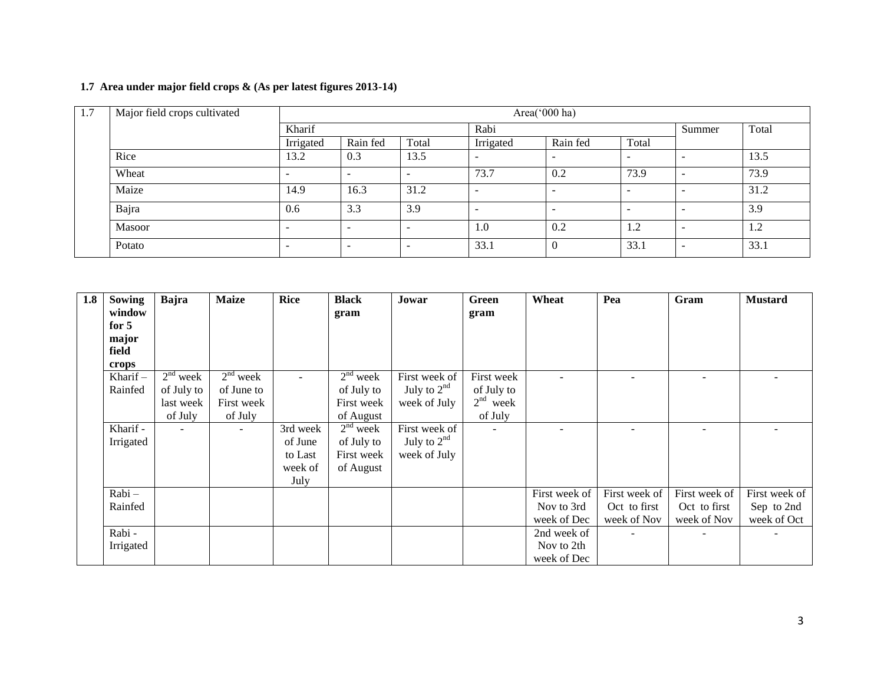**1.7 Area under major field crops & (As per latest figures 2013-14)**

| 1.7 | Major field crops cultivated | Area('000 ha) | | | | | | | |
|---|---|---|---|---|---|---|---|---|---|
| | | Kharif | | | Rabi | | | Summer | Total |
| | | Irrigated | Rain fed | Total | Irrigated | Rain fed | Total | | |
| | Rice | 13.2 | 0.3 | 13.5 | - | - | - | - | 13.5 |
| | Wheat | - | - | - | 73.7 | 0.2 | 73.9 | - | 73.9 |
| | Maize | 14.9 | 16.3 | 31.2 | - | - | - | - | 31.2 |
| | Bajra | 0.6 | 3.3 | 3.9 | - | - | - | - | 3.9 |
| | Masoor | - | - | - | 1.0 | 0.2 | 1.2 | - | 1.2 |
| | Potato | - | - | - | 33.1 | 0 | 33.1 | - | 33.1 |

| 1.8 | Sowing window for 5 major field crops | Bajra | Maize | Rice | Black gram | Jowar | Green gram | Wheat | Pea | Gram | Mustard |
|---|---|---|---|---|---|---|---|---|---|---|---|
| | Kharif – Rainfed | 2nd week of July to last week of July | 2nd week of June to First week of July | - | 2nd week of July to First week of August | First week of July to 2nd week of July | First week of July to 2nd week of July | - | - | - | - |
| | Kharif - Irrigated | - | - | 3rd week of June to Last week of July | 2nd week of July to First week of August | First week of July to 2nd week of July | - | - | - | - | - |
| | Rabi – Rainfed | | | | | | | First week of Nov to 3rd week of Dec | First week of Oct to first week of Nov | First week of Oct to first week of Nov | First week of Sep to 2nd week of Oct |
| | Rabi - Irrigated | | | | | | | 2nd week of Nov to 2th week of Dec | - | - | - |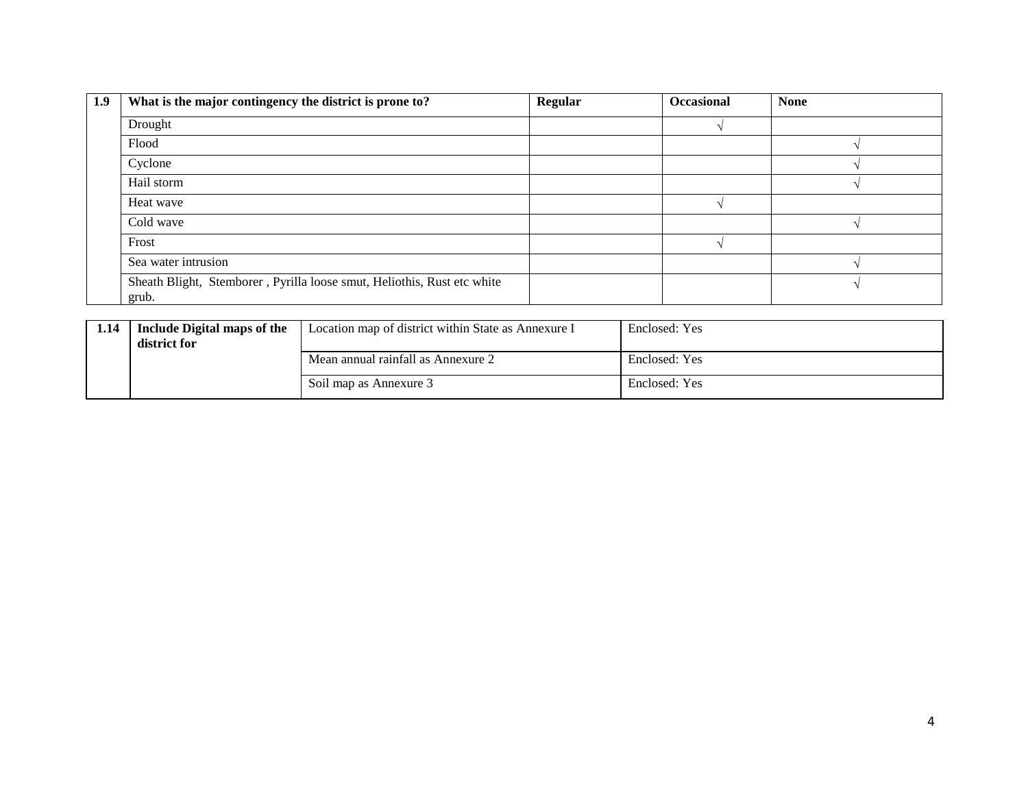| 1.9 | What is the major contingency the district is prone to? | Regular | Occasional | None |
|---|---|---|---|---|
| | Drought | | √ | |
| | Flood | | | √ |
| | Cyclone | | | √ |
| | Hail storm | | | √ |
| | Heat wave | | √ | |
| | Cold wave | | | √ |
| | Frost | | √ | |
| | Sea water intrusion | | | √ |
| | Sheath Blight, Stemborer , Pyrilla loose smut, Heliothis, Rust etc white grub. | | | √ |

| 1.14 | Include Digital maps of the district for | Location map of district within State as Annexure I | Enclosed: Yes |
|---|---|---|---|
| | | Mean annual rainfall as Annexure 2 | Enclosed: Yes |
| | | Soil map as Annexure 3 | Enclosed: Yes |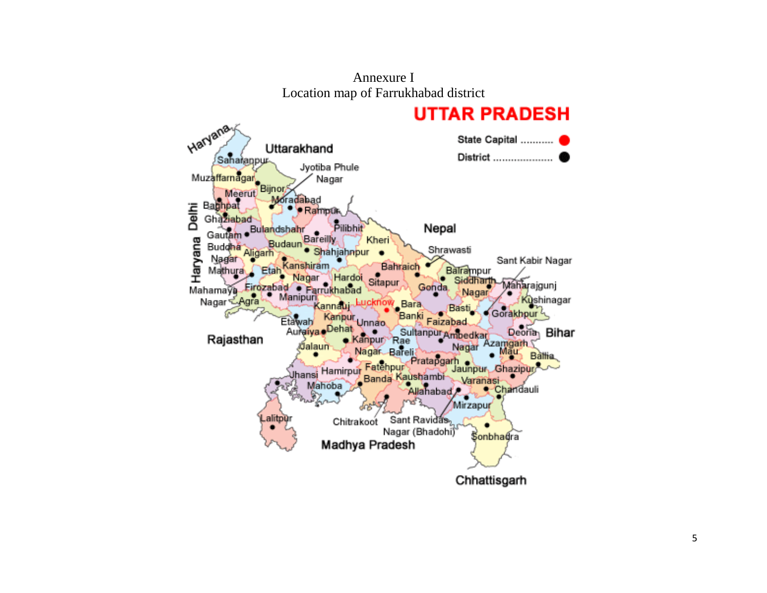Annexure I

Location map of Farrukhabad district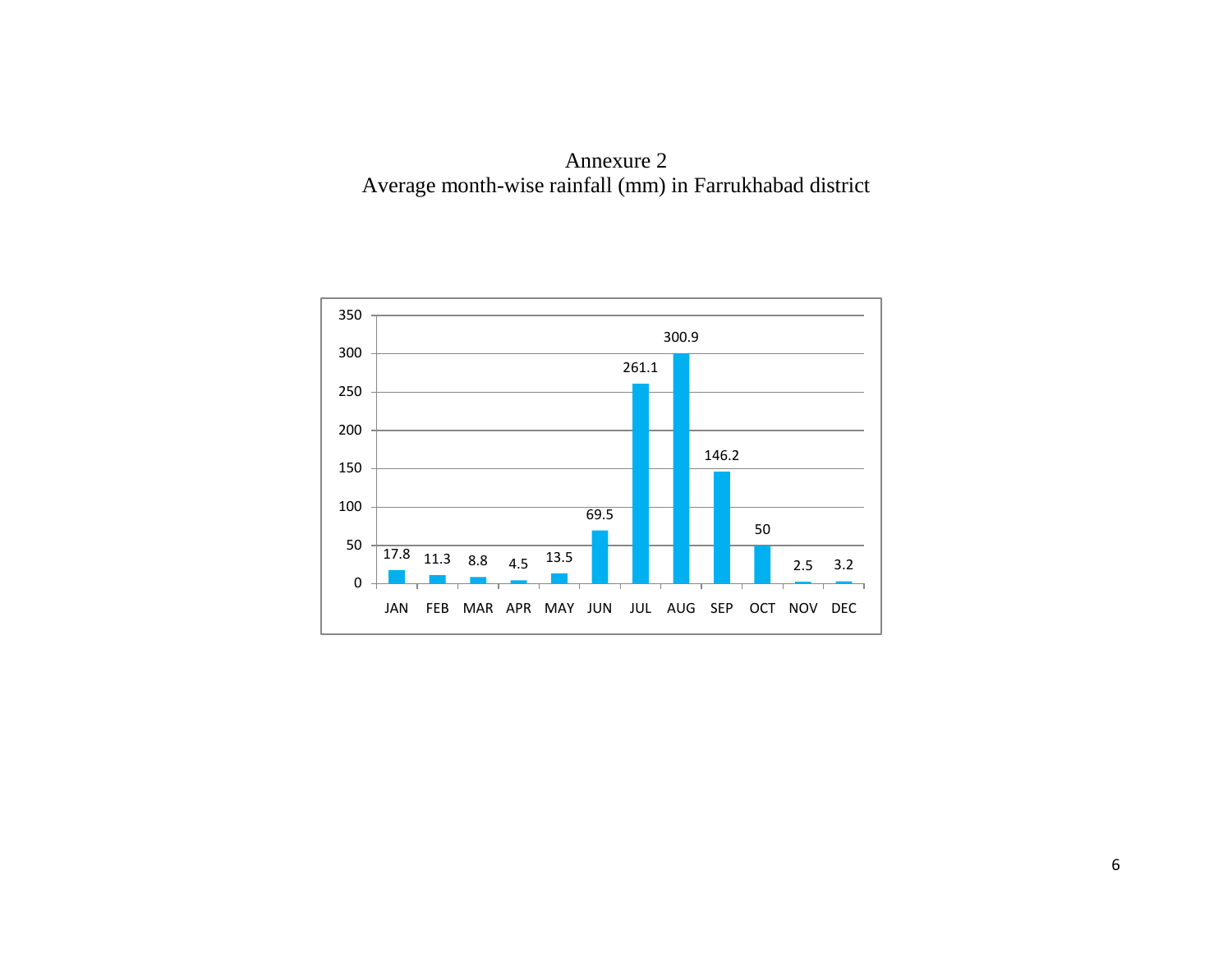# Annexure 2

## Average month-wise rainfall (mm) in Farrukhabad district

| Month | Rainfall (mm) |
|---|---|
| JAN | 17.8 |
| FEB | 11.3 |
| MAR | 8.8 |
| APR | 4.5 |
| MAY | 13.5 |
| JUN | 69.5 |
| JUL | 261.1 |
| AUG | 300.9 |
| SEP | 146.2 |
| OCT | 50 |
| NOV | 2.5 |
| DEC | 3.2 |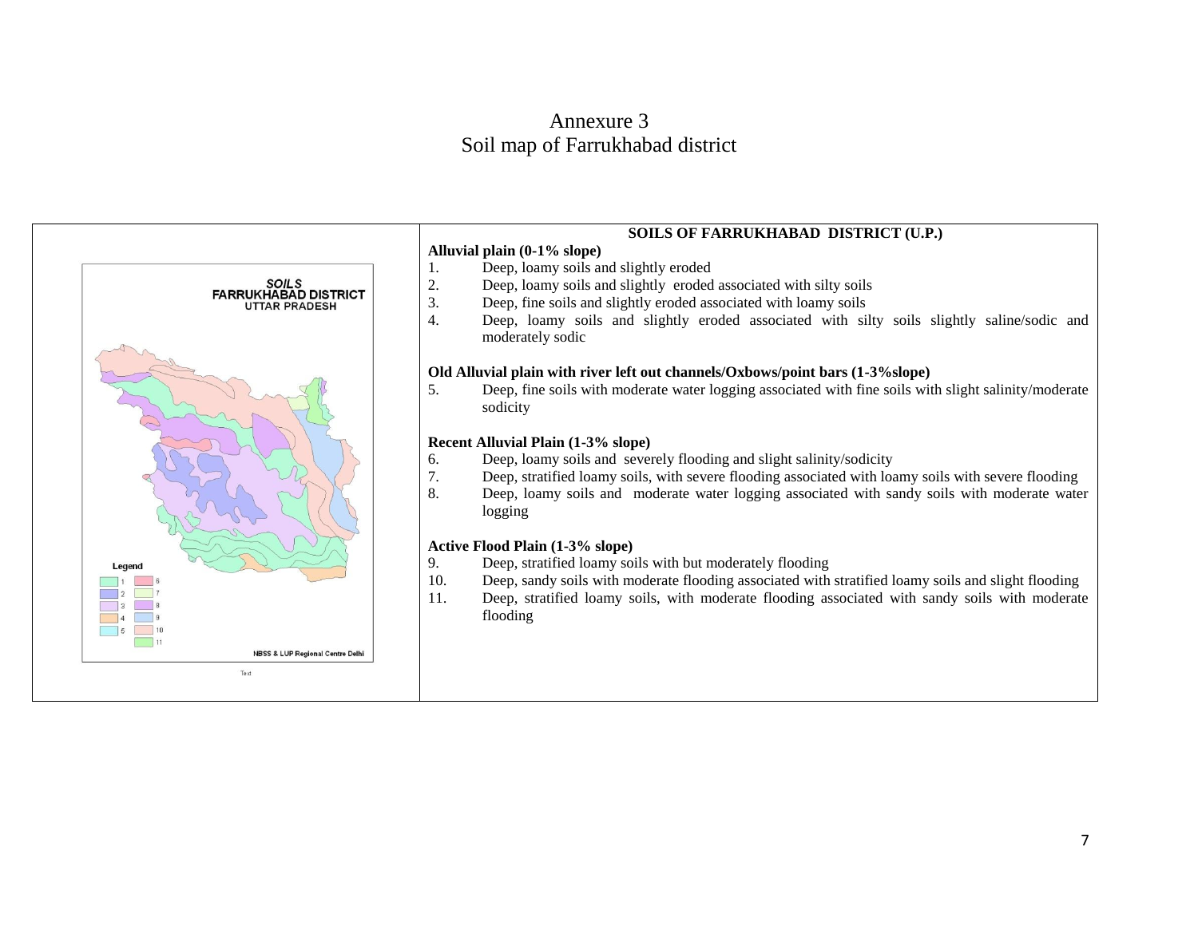# Annexure 3
# Soil map of Farrukhabad district

SOILS
FARRUKHABAD DISTRICT
UTTAR PRADESH

Legend
1 6
2 7
3 8
4 9
5 10
11

NBSS & LUP Regional Centre Delhi

Text

## SOILS OF FARRUKHABAD DISTRICT (U.P.)

**Alluvial plain (0-1% slope)**

1. Deep, loamy soils and slightly eroded
2. Deep, loamy soils and slightly eroded associated with silty soils
3. Deep, fine soils and slightly eroded associated with loamy soils
4. Deep, loamy soils and slightly eroded associated with silty soils slightly saline/sodic and moderately sodic

**Old Alluvial plain with river left out channels/Oxbows/point bars (1-3%slope)**

5. Deep, fine soils with moderate water logging associated with fine soils with slight salinity/moderate sodicity

**Recent Alluvial Plain (1-3% slope)**

6. Deep, loamy soils and severely flooding and slight salinity/sodicity
7. Deep, stratified loamy soils, with severe flooding associated with loamy soils with severe flooding
8. Deep, loamy soils and moderate water logging associated with sandy soils with moderate water logging

**Active Flood Plain (1-3% slope)**

9. Deep, stratified loamy soils with but moderately flooding
10. Deep, sandy soils with moderate flooding associated with stratified loamy soils and slight flooding
11. Deep, stratified loamy soils, with moderate flooding associated with sandy soils with moderate flooding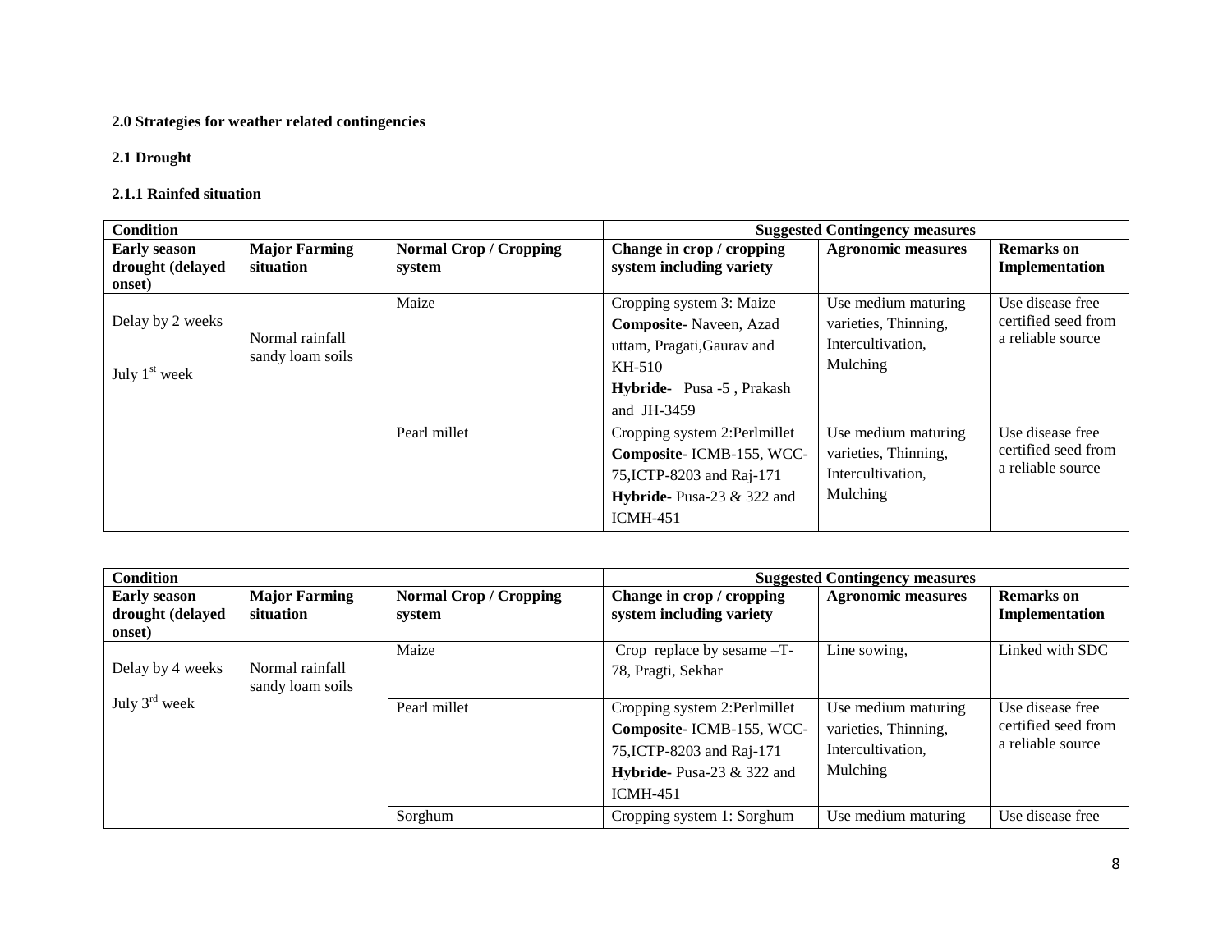**2.0 Strategies for weather related contingencies**

**2.1 Drought**

**2.1.1 Rainfed situation**

| Condition | | | Suggested Contingency measures | | |
|---|---|---|---|---|---|
| **Early season drought (delayed onset)** | **Major Farming situation** | **Normal Crop / Cropping system** | **Change in crop / cropping system including variety** | **Agronomic measures** | **Remarks on Implementation** |
| Delay by 2 weeks<br><br>July 1st week | Normal rainfall sandy loam soils | Maize | Cropping system 3: Maize **Composite**- Naveen, Azad uttam, Pragati,Gaurav and KH-510 **Hybride**- Pusa -5 , Prakash and JH-3459 | Use medium maturing varieties, Thinning, Intercultivation, Mulching | Use disease free certified seed from a reliable source |
| | | Pearl millet | Cropping system 2:Perlmillet **Composite**- ICMB-155, WCC-75,ICTP-8203 and Raj-171 **Hybride**- Pusa-23 & 322 and ICMH-451 | Use medium maturing varieties, Thinning, Intercultivation, Mulching | Use disease free certified seed from a reliable source |

| Condition | | | Suggested Contingency measures | | |
|---|---|---|---|---|---|
| **Early season drought (delayed onset)** | **Major Farming situation** | **Normal Crop / Cropping system** | **Change in crop / cropping system including variety** | **Agronomic measures** | **Remarks on Implementation** |
| Delay by 4 weeks<br><br>July 3rd week | Normal rainfall sandy loam soils | Maize | Crop replace by sesame –T-78, Pragti, Sekhar | Line sowing, | Linked with SDC |
| | | Pearl millet | Cropping system 2:Perlmillet **Composite**- ICMB-155, WCC-75,ICTP-8203 and Raj-171 **Hybride**- Pusa-23 & 322 and ICMH-451 | Use medium maturing varieties, Thinning, Intercultivation, Mulching | Use disease free certified seed from a reliable source |
| | | Sorghum | Cropping system 1: Sorghum | Use medium maturing | Use disease free |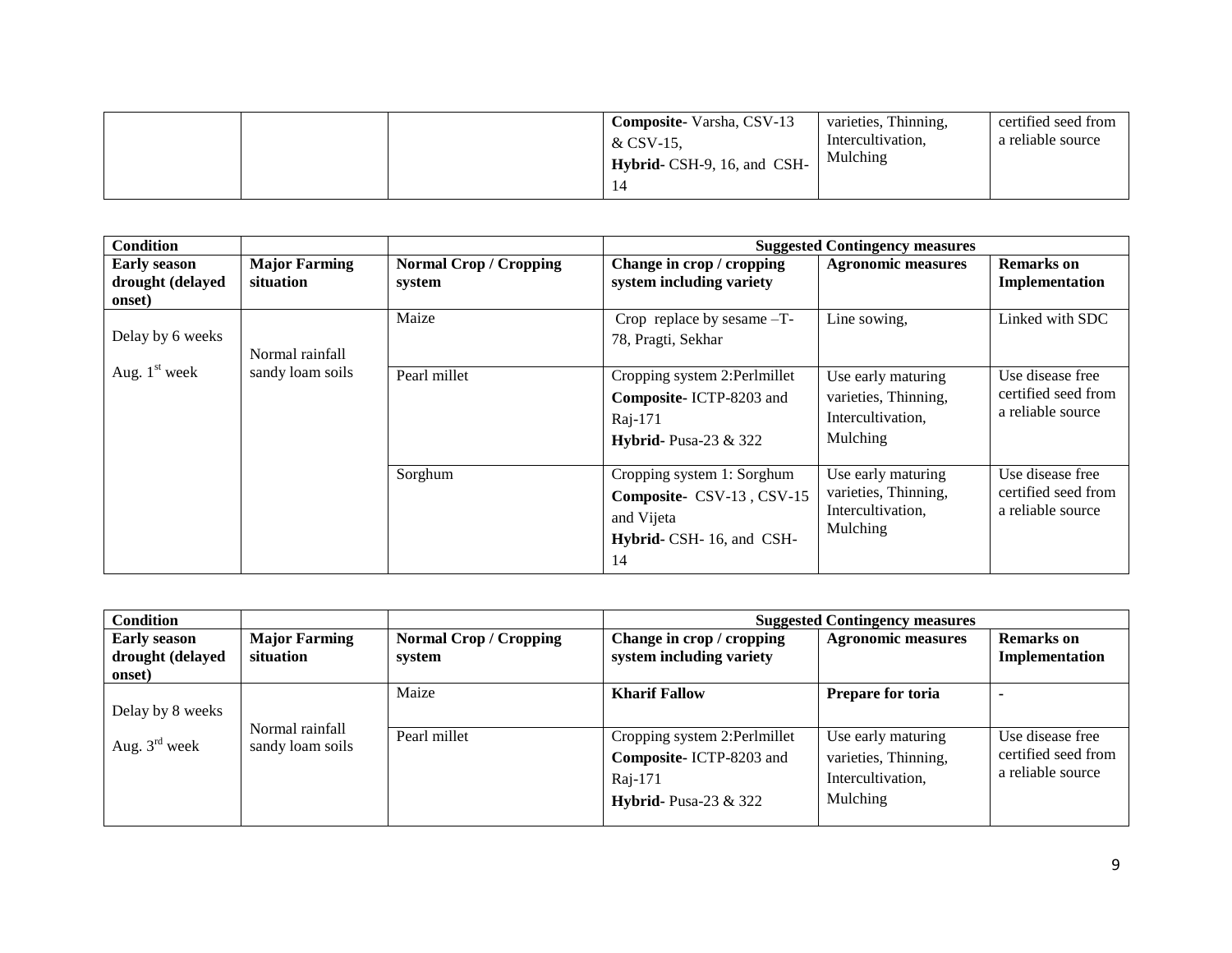| | | | **Composite**- Varsha, CSV-13 & CSV-15, **Hybrid**- CSH-9, 16, and CSH-14 | varieties, Thinning, Intercultivation, Mulching | certified seed from a reliable source |
|---|---|---|---|---|---|

| Condition | | | Suggested Contingency measures | | |
|---|---|---|---|---|---|
| **Early season drought (delayed onset)** | **Major Farming situation** | **Normal Crop / Cropping system** | **Change in crop / cropping system including variety** | **Agronomic measures** | **Remarks on Implementation** |
| Delay by 6 weeks Aug. 1st week | Normal rainfall sandy loam soils | Maize | Crop replace by sesame –T-78, Pragti, Sekhar | Line sowing, | Linked with SDC |
| | | Pearl millet | Cropping system 2:Perlmillet **Composite**- ICTP-8203 and Raj-171 **Hybrid**- Pusa-23 & 322 | Use early maturing varieties, Thinning, Intercultivation, Mulching | Use disease free certified seed from a reliable source |
| | | Sorghum | Cropping system 1: Sorghum **Composite**- CSV-13 , CSV-15 and Vijeta **Hybrid**- CSH- 16, and CSH-14 | Use early maturing varieties, Thinning, Intercultivation, Mulching | Use disease free certified seed from a reliable source |

| Condition | | | Suggested Contingency measures | | |
|---|---|---|---|---|---|
| **Early season drought (delayed onset)** | **Major Farming situation** | **Normal Crop / Cropping system** | **Change in crop / cropping system including variety** | **Agronomic measures** | **Remarks on Implementation** |
| Delay by 8 weeks Aug. 3rd week | Normal rainfall sandy loam soils | Maize | **Kharif Fallow** | **Prepare for toria** | - |
| | | Pearl millet | Cropping system 2:Perlmillet **Composite**- ICTP-8203 and Raj-171 **Hybrid**- Pusa-23 & 322 | Use early maturing varieties, Thinning, Intercultivation, Mulching | Use disease free certified seed from a reliable source |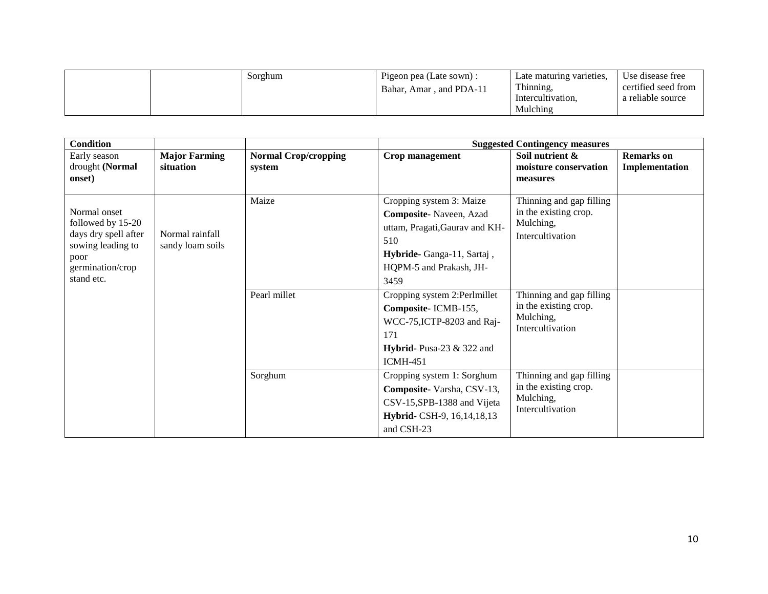| | | Sorghum | Pigeon pea (Late sown) : Bahar, Amar , and PDA-11 | Late maturing varieties, Thinning, Intercultivation, Mulching | Use disease free certified seed from a reliable source |
|---|---|---|---|---|---|

| **Condition** | | | **Suggested Contingency measures** | | |
|---|---|---|---|---|---|
| Early season drought **(Normal onset)** | **Major Farming situation** | **Normal Crop/cropping system** | **Crop management** | **Soil nutrient & moisture conservation measures** | **Remarks on Implementation** |
| Normal onset followed by 15-20 days dry spell after sowing leading to poor germination/crop stand etc. | Normal rainfall sandy loam soils | Maize | Cropping system 3: Maize **Composite**- Naveen, Azad uttam, Pragati,Gaurav and KH-510 **Hybride**- Ganga-11, Sartaj , HQPM-5 and Prakash, JH-3459 | Thinning and gap filling in the existing crop. Mulching, Intercultivation | |
| | | Pearl millet | Cropping system 2:Perlmillet **Composite**- ICMB-155, WCC-75,ICTP-8203 and Raj-171 **Hybrid**- Pusa-23 & 322 and ICMH-451 | Thinning and gap filling in the existing crop. Mulching, Intercultivation | |
| | | Sorghum | Cropping system 1: Sorghum **Composite**- Varsha, CSV-13, CSV-15,SPB-1388 and Vijeta **Hybrid**- CSH-9, 16,14,18,13 and CSH-23 | Thinning and gap filling in the existing crop. Mulching, Intercultivation | |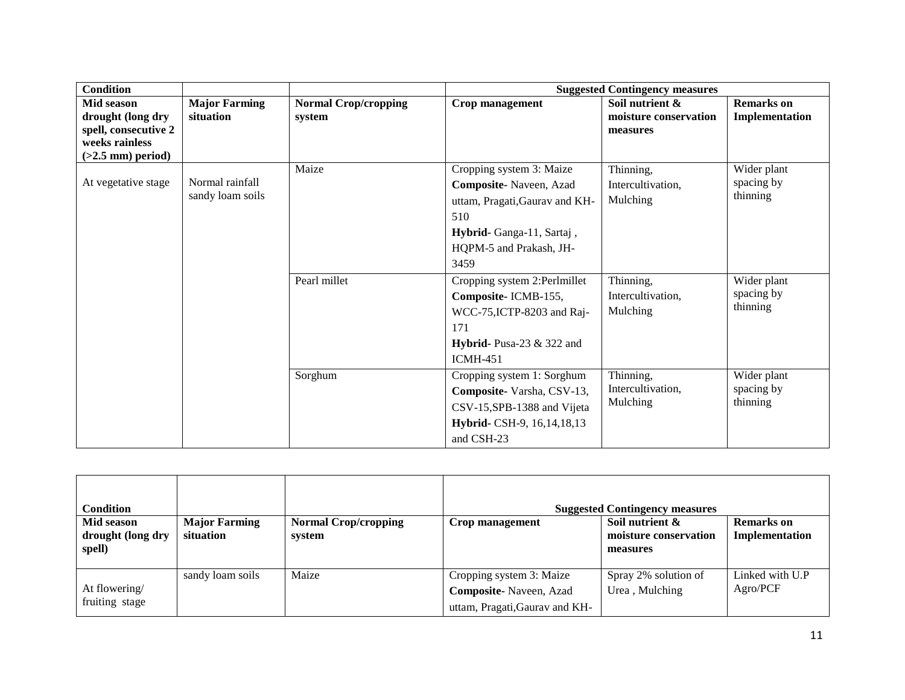| Condition | | | Suggested Contingency measures | | |
|---|---|---|---|---|---|
| **Mid season drought (long dry spell, consecutive 2 weeks rainless (>2.5 mm) period)** | **Major Farming situation** | **Normal Crop/cropping system** | **Crop management** | **Soil nutrient & moisture conservation measures** | **Remarks on Implementation** |
| At vegetative stage | Normal rainfall sandy loam soils | Maize | Cropping system 3: Maize **Composite**- Naveen, Azad uttam, Pragati,Gaurav and KH-510 **Hybrid**- Ganga-11, Sartaj , HQPM-5 and Prakash, JH-3459 | Thinning, Intercultivation, Mulching | Wider plant spacing by thinning |
| | | Pearl millet | Cropping system 2:Perlmillet **Composite**- ICMB-155, WCC-75,ICTP-8203 and Raj-171 **Hybrid**- Pusa-23 & 322 and ICMH-451 | Thinning, Intercultivation, Mulching | Wider plant spacing by thinning |
| | | Sorghum | Cropping system 1: Sorghum **Composite**- Varsha, CSV-13, CSV-15,SPB-1388 and Vijeta **Hybrid**- CSH-9, 16,14,18,13 and CSH-23 | Thinning, Intercultivation, Mulching | Wider plant spacing by thinning |

| Condition | | | Suggested Contingency measures | | |
|---|---|---|---|---|---|
| **Mid season drought (long dry spell)** | **Major Farming situation** | **Normal Crop/cropping system** | **Crop management** | **Soil nutrient & moisture conservation measures** | **Remarks on Implementation** |
| At flowering/ fruiting stage | sandy loam soils | Maize | Cropping system 3: Maize **Composite**- Naveen, Azad uttam, Pragati,Gaurav and KH- | Spray 2% solution of Urea , Mulching | Linked with U.P Agro/PCF |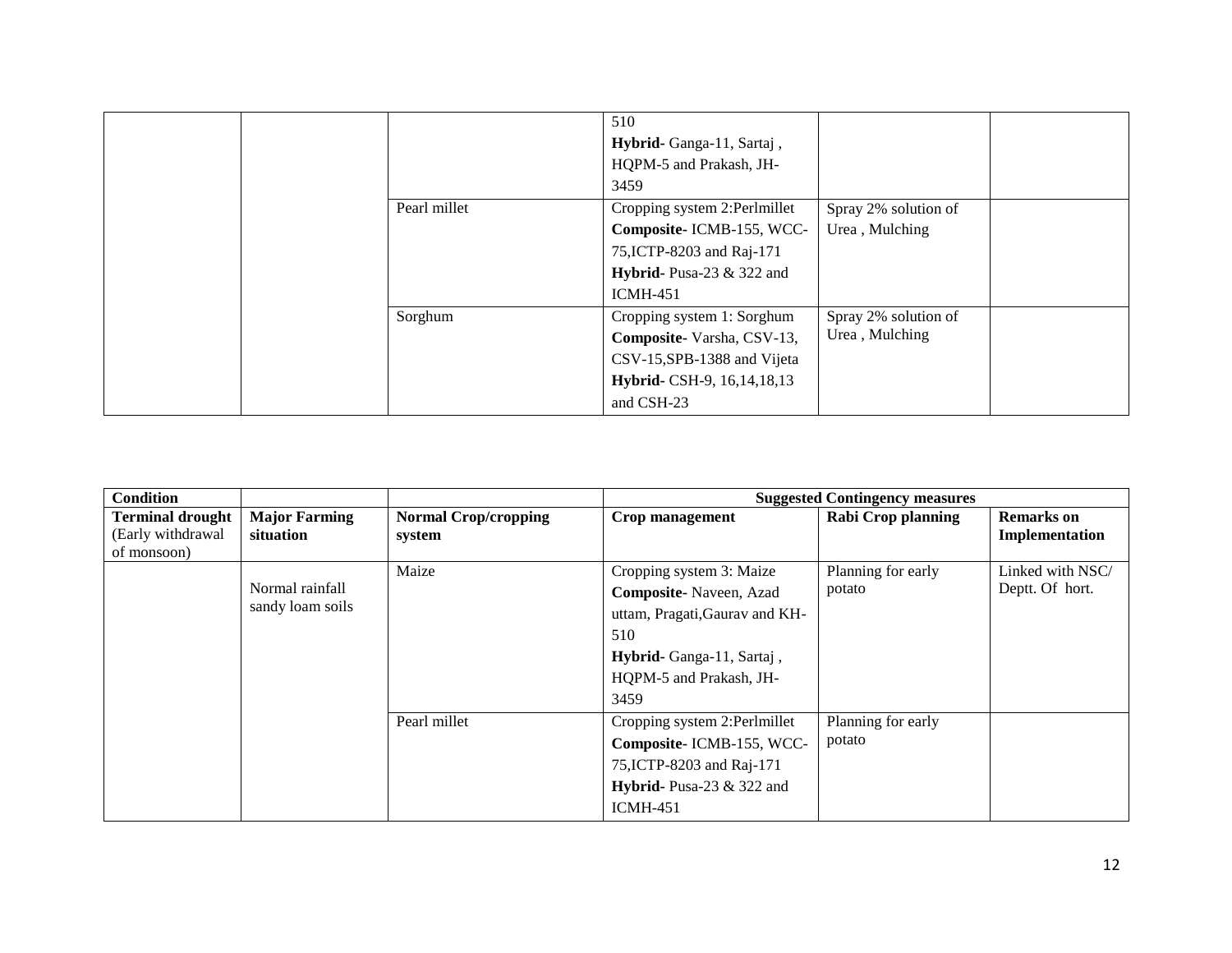|  |  |  | 510<br>**Hybrid**- Ganga-11, Sartaj , HQPM-5 and Prakash, JH-3459 |  |  |
|---|---|---|---|---|---|
|  |  | Pearl millet | Cropping system 2:Perlmillet<br>**Composite**- ICMB-155, WCC-75,ICTP-8203 and Raj-171<br>**Hybrid**- Pusa-23 & 322 and ICMH-451 | Spray 2% solution of Urea , Mulching |  |
|  |  | Sorghum | Cropping system 1: Sorghum<br>**Composite**- Varsha, CSV-13, CSV-15,SPB-1388 and Vijeta<br>**Hybrid**- CSH-9, 16,14,18,13 and CSH-23 | Spray 2% solution of Urea , Mulching |  |

| **Condition** |  |  | **Suggested Contingency measures** |  |  |
|---|---|---|---|---|---|
| **Terminal drought** (Early withdrawal of monsoon) | **Major Farming situation** | **Normal Crop/cropping system** | **Crop management** | **Rabi Crop planning** | **Remarks on Implementation** |
|  | Normal rainfall sandy loam soils | Maize | Cropping system 3: Maize<br>**Composite**- Naveen, Azad uttam, Pragati,Gaurav and KH-510<br>**Hybrid**- Ganga-11, Sartaj , HQPM-5 and Prakash, JH-3459 | Planning for early potato | Linked with NSC/ Deptt. Of hort. |
|  |  | Pearl millet | Cropping system 2:Perlmillet<br>**Composite**- ICMB-155, WCC-75,ICTP-8203 and Raj-171<br>**Hybrid**- Pusa-23 & 322 and ICMH-451 | Planning for early potato |  |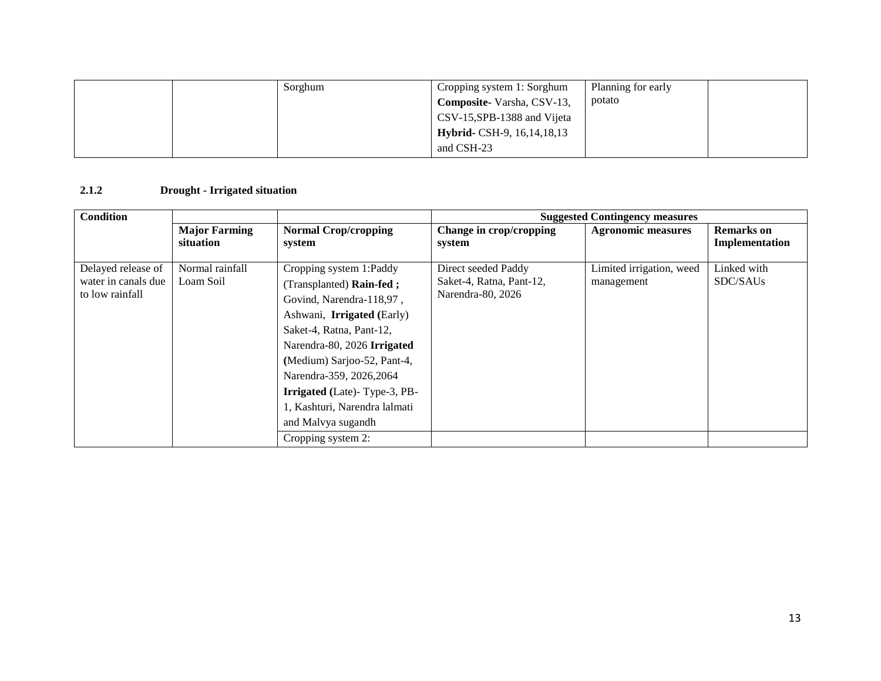| | | Sorghum | Cropping system 1: Sorghum **Composite**- Varsha, CSV-13, CSV-15,SPB-1388 and Vijeta **Hybrid**- CSH-9, 16,14,18,13 and CSH-23 | Planning for early potato | |
|---|---|---|---|---|---|

### 2.1.2 Drought - Irrigated situation

| Condition | | | Suggested Contingency measures | | |
|---|---|---|---|---|---|
| | **Major Farming situation** | **Normal Crop/cropping system** | **Change in crop/cropping system** | **Agronomic measures** | **Remarks on Implementation** |
| Delayed release of water in canals due to low rainfall | Normal rainfall Loam Soil | Cropping system 1:Paddy (Transplanted) **Rain-fed ;** Govind, Narendra-118,97 , Ashwani, **Irrigated (**Early) Saket-4, Ratna, Pant-12, Narendra-80, 2026 **Irrigated (**Medium) Sarjoo-52, Pant-4, Narendra-359, 2026,2064 **Irrigated (**Late)- Type-3, PB-1, Kashturi, Narendra lalmati and Malvya sugandh | Direct seeded Paddy Saket-4, Ratna, Pant-12, Narendra-80, 2026 | Limited irrigation, weed management | Linked with SDC/SAUs |
| | | Cropping system 2: | | | |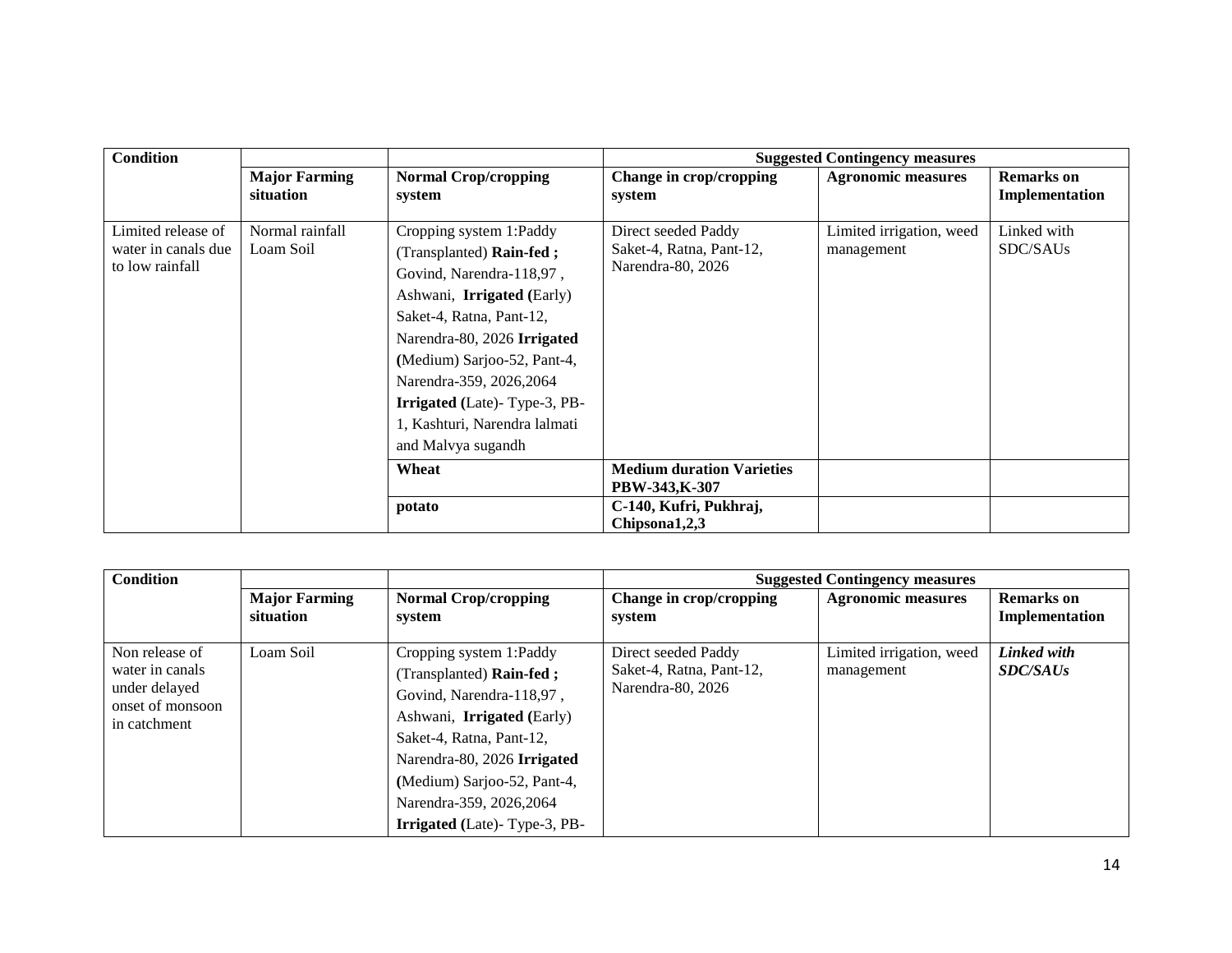| Condition | | | Suggested Contingency measures | | |
|---|---|---|---|---|---|
| | **Major Farming situation** | **Normal Crop/cropping system** | **Change in crop/cropping system** | **Agronomic measures** | **Remarks on Implementation** |
| Limited release of water in canals due to low rainfall | Normal rainfall Loam Soil | Cropping system 1:Paddy (Transplanted) **Rain-fed ;** Govind, Narendra-118,97 , Ashwani, **Irrigated (**Early) Saket-4, Ratna, Pant-12, Narendra-80, 2026 **Irrigated (**Medium) Sarjoo-52, Pant-4, Narendra-359, 2026,2064 **Irrigated (**Late)- Type-3, PB-1, Kashturi, Narendra lalmati and Malvya sugandh | Direct seeded Paddy Saket-4, Ratna, Pant-12, Narendra-80, 2026 | Limited irrigation, weed management | Linked with SDC/SAUs |
| | | **Wheat** | **Medium duration Varieties PBW-343,K-307** | | |
| | | **potato** | **C-140, Kufri, Pukhraj, Chipsona1,2,3** | | |

| Condition | | | Suggested Contingency measures | | |
|---|---|---|---|---|---|
| | **Major Farming situation** | **Normal Crop/cropping system** | **Change in crop/cropping system** | **Agronomic measures** | **Remarks on Implementation** |
| Non release of water in canals under delayed onset of monsoon in catchment | Loam Soil | Cropping system 1:Paddy (Transplanted) **Rain-fed ;** Govind, Narendra-118,97 , Ashwani, **Irrigated (**Early) Saket-4, Ratna, Pant-12, Narendra-80, 2026 **Irrigated (**Medium) Sarjoo-52, Pant-4, Narendra-359, 2026,2064 **Irrigated (**Late)- Type-3, PB- | Direct seeded Paddy Saket-4, Ratna, Pant-12, Narendra-80, 2026 | Limited irrigation, weed management | ***Linked with SDC/SAUs*** |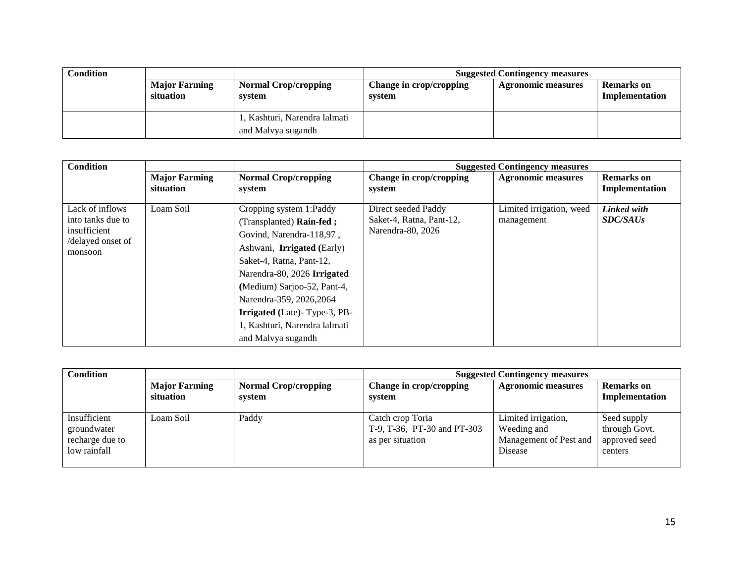| Condition | | | Suggested Contingency measures | | |
|---|---|---|---|---|---|
| | **Major Farming situation** | **Normal Crop/cropping system** | **Change in crop/cropping system** | **Agronomic measures** | **Remarks on Implementation** |
| | | 1, Kashturi, Narendra lalmati and Malvya sugandh | | | |

| Condition | | | Suggested Contingency measures | | |
|---|---|---|---|---|---|
| | **Major Farming situation** | **Normal Crop/cropping system** | **Change in crop/cropping system** | **Agronomic measures** | **Remarks on Implementation** |
| Lack of inflows into tanks due to insufficient /delayed onset of monsoon | Loam Soil | Cropping system 1:Paddy (Transplanted) **Rain-fed ;** Govind, Narendra-118,97 , Ashwani, **Irrigated (**Early) Saket-4, Ratna, Pant-12, Narendra-80, 2026 **Irrigated (**Medium) Sarjoo-52, Pant-4, Narendra-359, 2026,2064 **Irrigated (**Late)- Type-3, PB-1, Kashturi, Narendra lalmati and Malvya sugandh | Direct seeded Paddy Saket-4, Ratna, Pant-12, Narendra-80, 2026 | Limited irrigation, weed management | ***Linked with SDC/SAUs*** |

| Condition | | | Suggested Contingency measures | | |
|---|---|---|---|---|---|
| | **Major Farming situation** | **Normal Crop/cropping system** | **Change in crop/cropping system** | **Agronomic measures** | **Remarks on Implementation** |
| Insufficient groundwater recharge due to low rainfall | Loam Soil | Paddy | Catch crop Toria T-9, T-36, PT-30 and PT-303 as per situation | Limited irrigation, Weeding and Management of Pest and Disease | Seed supply through Govt. approved seed centers |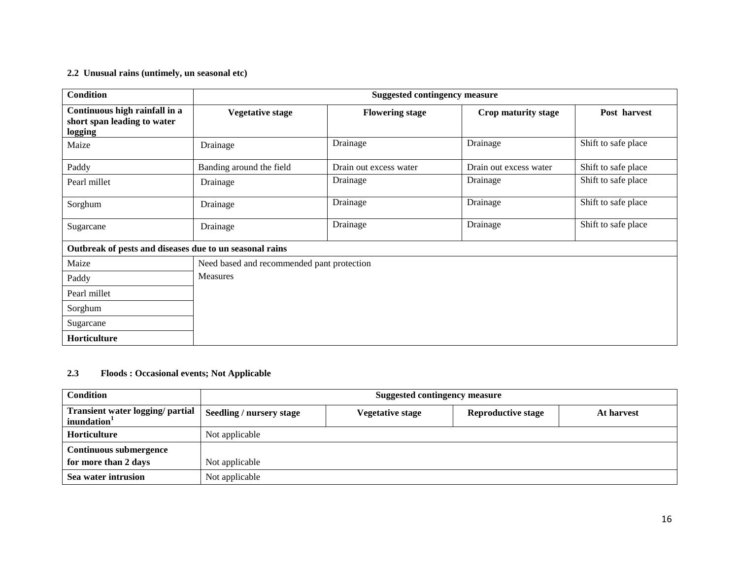**2.2 Unusual rains (untimely, un seasonal etc)**

| Condition | Suggested contingency measure | | | |
|---|---|---|---|---|
| **Continuous high rainfall in a short span leading to water logging** | **Vegetative stage** | **Flowering stage** | **Crop maturity stage** | **Post harvest** |
| Maize | Drainage | Drainage | Drainage | Shift to safe place |
| Paddy | Banding around the field | Drain out excess water | Drain out excess water | Shift to safe place |
| Pearl millet | Drainage | Drainage | Drainage | Shift to safe place |
| Sorghum | Drainage | Drainage | Drainage | Shift to safe place |
| Sugarcane | Drainage | Drainage | Drainage | Shift to safe place |
| **Outbreak of pests and diseases due to un seasonal rains** | | | | |
| Maize | Need based and recommended pant protection Measures | | | |
| Paddy | | | | |
| Pearl millet | | | | |
| Sorghum | | | | |
| Sugarcane | | | | |
| **Horticulture** | | | | |

**2.3 Floods : Occasional events; Not Applicable**

| Condition | Suggested contingency measure | | | |
|---|---|---|---|---|
| **Transient water logging/ partial inundation[1]** | **Seedling / nursery stage** | **Vegetative stage** | **Reproductive stage** | **At harvest** |
| **Horticulture** | Not applicable | | | |
| **Continuous submergence for more than 2 days** | Not applicable | | | |
| **Sea water intrusion** | Not applicable | | | |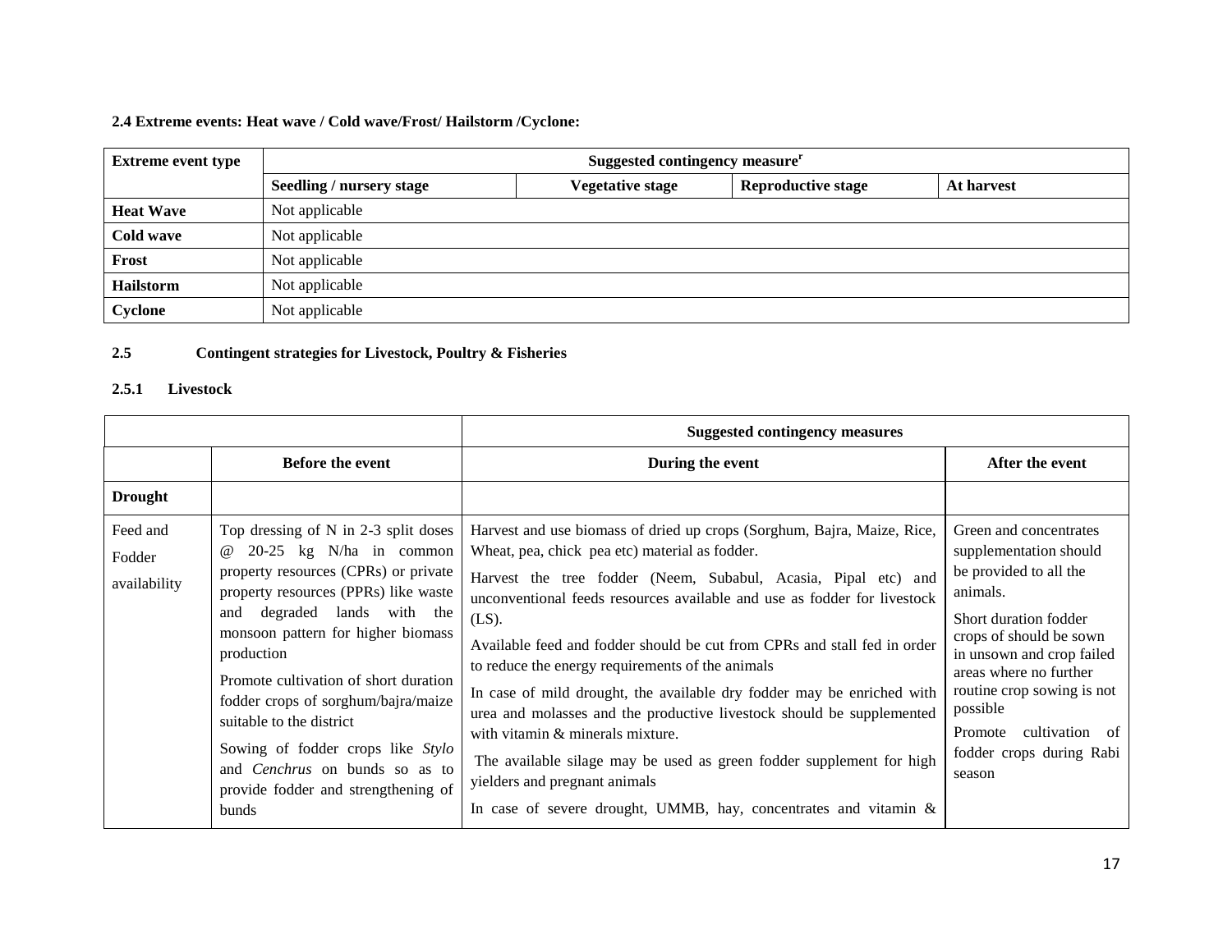**2.4 Extreme events: Heat wave / Cold wave/Frost/ Hailstorm /Cyclone:**

| Extreme event type | Suggested contingency measure[r] | | | |
|---|---|---|---|---|
| | Seedling / nursery stage | Vegetative stage | Reproductive stage | At harvest |
| **Heat Wave** | Not applicable | | | |
| **Cold wave** | Not applicable | | | |
| **Frost** | Not applicable | | | |
| **Hailstorm** | Not applicable | | | |
| **Cyclone** | Not applicable | | | |

**2.5 Contingent strategies for Livestock, Poultry & Fisheries**

**2.5.1 Livestock**

| | | Suggested contingency measures | |
|---|---|---|---|
| | **Before the event** | **During the event** | **After the event** |
| **Drought** | | | |
| Feed and Fodder availability | Top dressing of N in 2-3 split doses @ 20-25 kg N/ha in common property resources (CPRs) or private property resources (PPRs) like waste and degraded lands with the monsoon pattern for higher biomass production<br><br>Promote cultivation of short duration fodder crops of sorghum/bajra/maize suitable to the district<br><br>Sowing of fodder crops like *Stylo* and *Cenchrus* on bunds so as to provide fodder and strengthening of bunds | Harvest and use biomass of dried up crops (Sorghum, Bajra, Maize, Rice, Wheat, pea, chick pea etc) material as fodder.<br><br>Harvest the tree fodder (Neem, Subabul, Acasia, Pipal etc) and unconventional feeds resources available and use as fodder for livestock (LS).<br><br>Available feed and fodder should be cut from CPRs and stall fed in order to reduce the energy requirements of the animals<br><br>In case of mild drought, the available dry fodder may be enriched with urea and molasses and the productive livestock should be supplemented with vitamin & minerals mixture.<br><br>The available silage may be used as green fodder supplement for high yielders and pregnant animals<br><br>In case of severe drought, UMMB, hay, concentrates and vitamin & | Green and concentrates supplementation should be provided to all the animals.<br><br>Short duration fodder crops of should be sown in unsown and crop failed areas where no further routine crop sowing is not possible<br><br>Promote cultivation of fodder crops during Rabi season |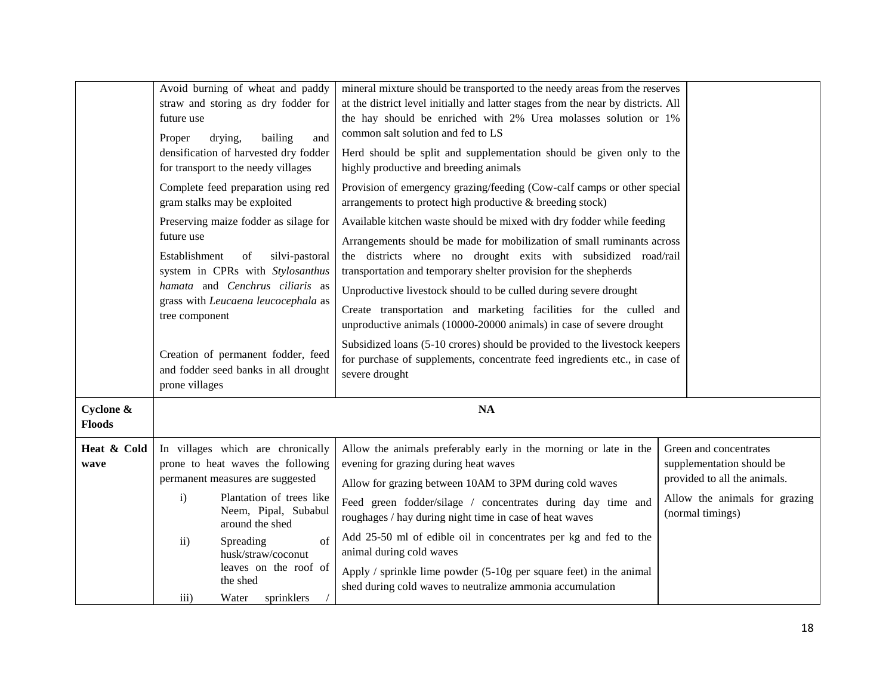| | | | |
|---|---|---|---|
| | Avoid burning of wheat and paddy straw and storing as dry fodder for future use<br><br>Proper drying, bailing and densification of harvested dry fodder for transport to the needy villages<br><br>Complete feed preparation using red gram stalks may be exploited<br><br>Preserving maize fodder as silage for future use<br><br>Establishment of silvi-pastoral system in CPRs with *Stylosanthus hamata* and *Cenchrus ciliaris* as grass with *Leucaena leucocephala* as tree component<br><br>Creation of permanent fodder, feed and fodder seed banks in all drought prone villages | mineral mixture should be transported to the needy areas from the reserves at the district level initially and latter stages from the near by districts. All the hay should be enriched with 2% Urea molasses solution or 1% common salt solution and fed to LS<br><br>Herd should be split and supplementation should be given only to the highly productive and breeding animals<br><br>Provision of emergency grazing/feeding (Cow-calf camps or other special arrangements to protect high productive & breeding stock)<br><br>Available kitchen waste should be mixed with dry fodder while feeding<br><br>Arrangements should be made for mobilization of small ruminants across the districts where no drought exits with subsidized road/rail transportation and temporary shelter provision for the shepherds<br><br>Unproductive livestock should to be culled during severe drought<br><br>Create transportation and marketing facilities for the culled and unproductive animals (10000-20000 animals) in case of severe drought<br><br>Subsidized loans (5-10 crores) should be provided to the livestock keepers for purchase of supplements, concentrate feed ingredients etc., in case of severe drought | |
| **Cyclone & Floods** | **NA** | | |
| **Heat & Cold wave** | In villages which are chronically prone to heat waves the following permanent measures are suggested<br><br>i) Plantation of trees like Neem, Pipal, Subabul around the shed<br><br>ii) Spreading of husk/straw/coconut leaves on the roof of the shed<br><br>iii) Water sprinklers / | Allow the animals preferably early in the morning or late in the evening for grazing during heat waves<br><br>Allow for grazing between 10AM to 3PM during cold waves<br><br>Feed green fodder/silage / concentrates during day time and roughages / hay during night time in case of heat waves<br><br>Add 25-50 ml of edible oil in concentrates per kg and fed to the animal during cold waves<br><br>Apply / sprinkle lime powder (5-10g per square feet) in the animal shed during cold waves to neutralize ammonia accumulation | Green and concentrates supplementation should be provided to all the animals.<br><br>Allow the animals for grazing (normal timings) |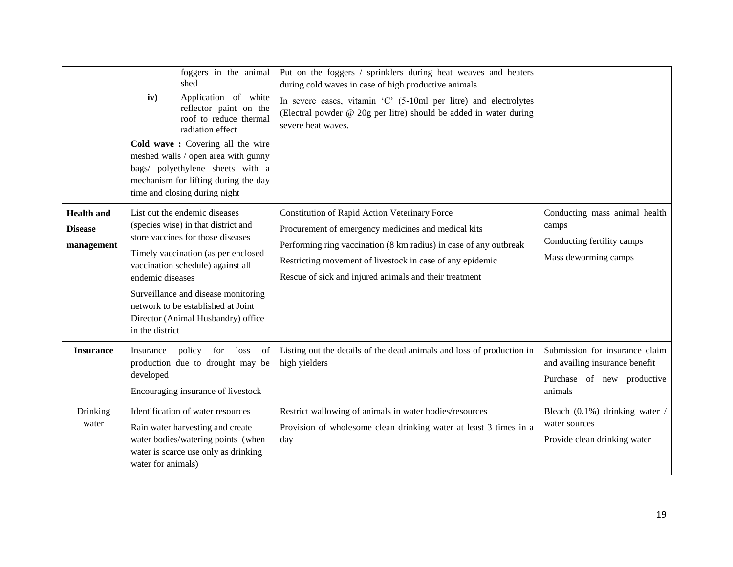| | | | |
|---|---|---|---|
| | foggers in the animal shed<br>**iv)** Application of white reflector paint on the roof to reduce thermal radiation effect<br>**Cold wave :** Covering all the wire meshed walls / open area with gunny bags/ polyethylene sheets with a mechanism for lifting during the day time and closing during night | Put on the foggers / sprinklers during heat weaves and heaters during cold waves in case of high productive animals<br>In severe cases, vitamin 'C' (5-10ml per litre) and electrolytes (Electral powder @ 20g per litre) should be added in water during severe heat waves. | |
| **Health and Disease management** | List out the endemic diseases (species wise) in that district and store vaccines for those diseases<br>Timely vaccination (as per enclosed vaccination schedule) against all endemic diseases<br>Surveillance and disease monitoring network to be established at Joint Director (Animal Husbandry) office in the district | Constitution of Rapid Action Veterinary Force<br>Procurement of emergency medicines and medical kits<br>Performing ring vaccination (8 km radius) in case of any outbreak<br>Restricting movement of livestock in case of any epidemic<br>Rescue of sick and injured animals and their treatment | Conducting mass animal health camps<br>Conducting fertility camps<br>Mass deworming camps |
| **Insurance** | Insurance policy for loss of production due to drought may be developed<br>Encouraging insurance of livestock | Listing out the details of the dead animals and loss of production in high yielders | Submission for insurance claim and availing insurance benefit<br>Purchase of new productive animals |
| Drinking water | Identification of water resources<br>Rain water harvesting and create water bodies/watering points (when water is scarce use only as drinking water for animals) | Restrict wallowing of animals in water bodies/resources<br>Provision of wholesome clean drinking water at least 3 times in a day | Bleach (0.1%) drinking water / water sources<br>Provide clean drinking water |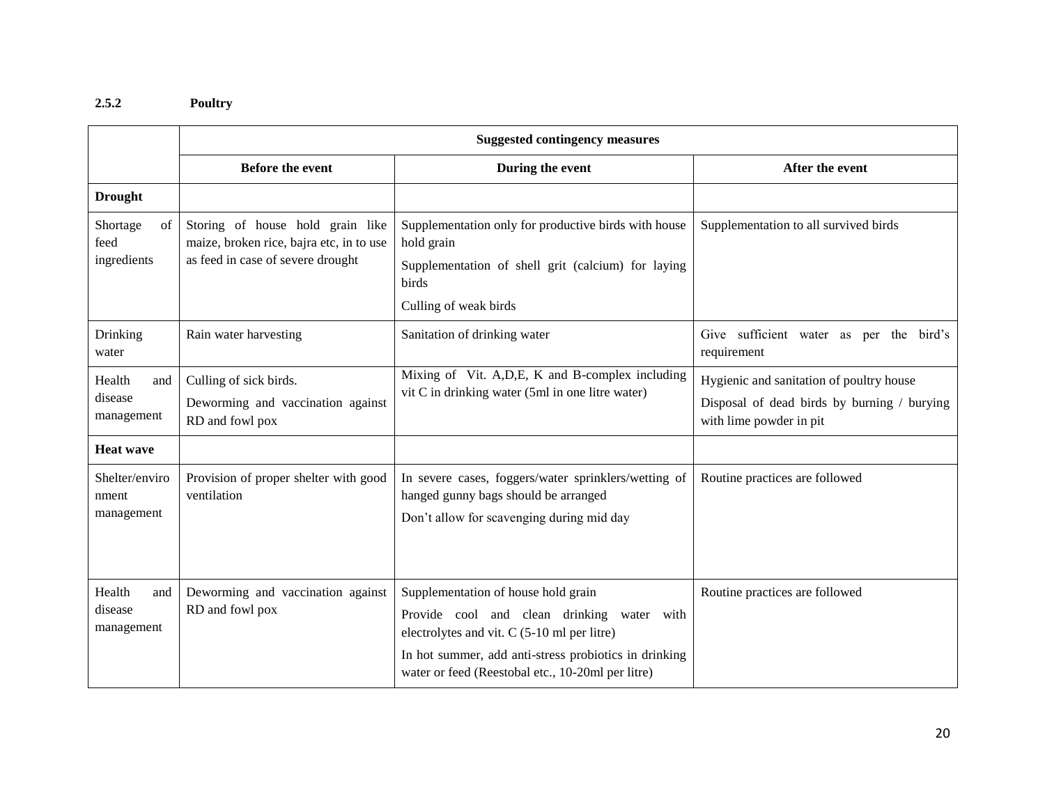**2.5.2 Poultry**

| | Suggested contingency measures | | |
|---|---|---|---|
| | **Before the event** | **During the event** | **After the event** |
| **Drought** | | | |
| Shortage of feed ingredients | Storing of house hold grain like maize, broken rice, bajra etc, in to use as feed in case of severe drought | Supplementation only for productive birds with house hold grain<br>Supplementation of shell grit (calcium) for laying birds<br>Culling of weak birds | Supplementation to all survived birds |
| Drinking water | Rain water harvesting | Sanitation of drinking water | Give sufficient water as per the bird's requirement |
| Health and disease management | Culling of sick birds.<br>Deworming and vaccination against RD and fowl pox | Mixing of Vit. A,D,E, K and B-complex including vit C in drinking water (5ml in one litre water) | Hygienic and sanitation of poultry house<br>Disposal of dead birds by burning / burying with lime powder in pit |
| **Heat wave** | | | |
| Shelter/environment management | Provision of proper shelter with good ventilation | In severe cases, foggers/water sprinklers/wetting of hanged gunny bags should be arranged<br>Don't allow for scavenging during mid day | Routine practices are followed |
| Health and disease management | Deworming and vaccination against RD and fowl pox | Supplementation of house hold grain<br>Provide cool and clean drinking water with electrolytes and vit. C (5-10 ml per litre)<br>In hot summer, add anti-stress probiotics in drinking water or feed (Reestobal etc., 10-20ml per litre) | Routine practices are followed |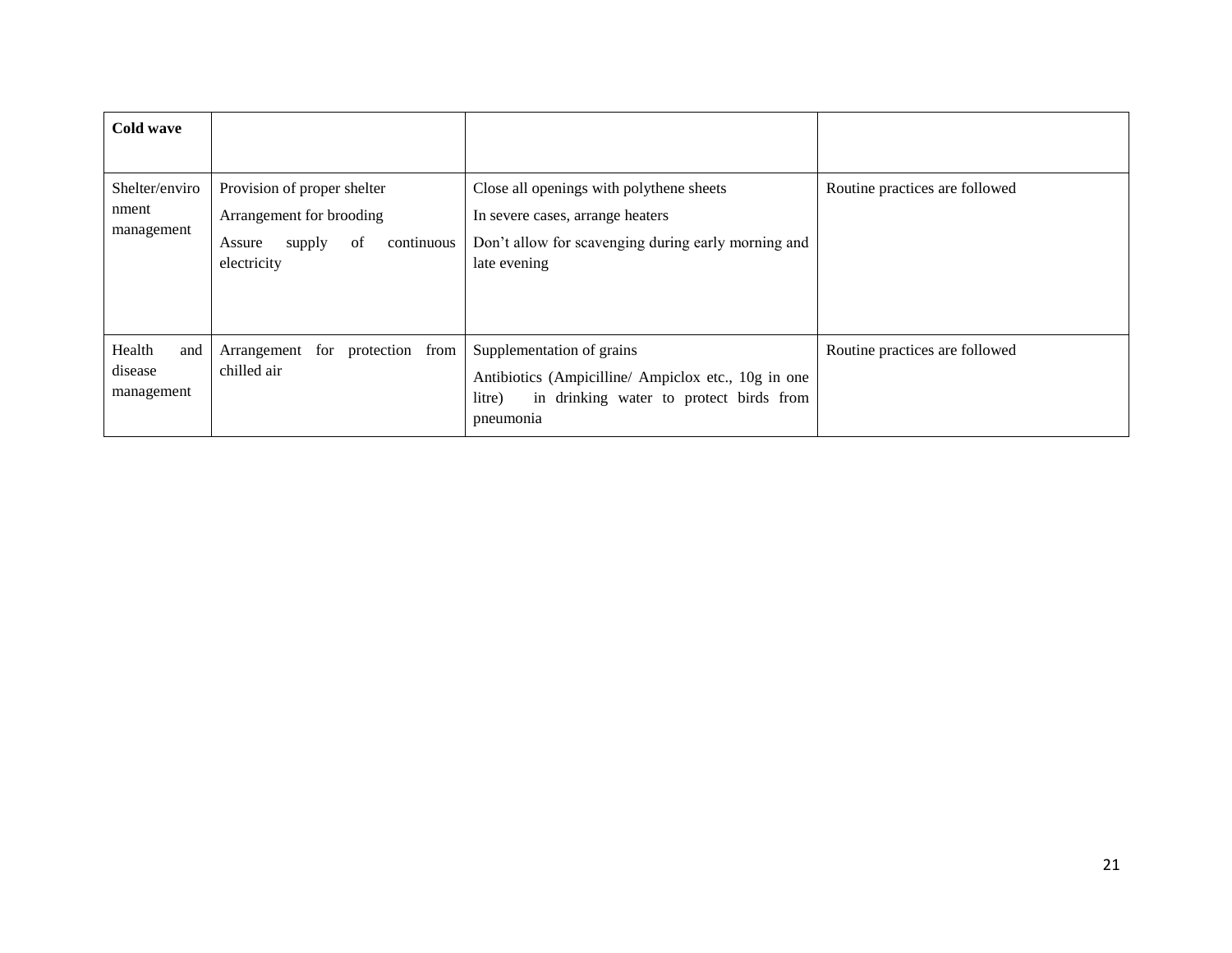| | | | |
|---|---|---|---|
| **Cold wave** | | | |
| Shelter/environment management | Provision of proper shelter<br>Arrangement for brooding<br>Assure supply of continuous electricity | Close all openings with polythene sheets<br>In severe cases, arrange heaters<br>Don't allow for scavenging during early morning and late evening | Routine practices are followed |
| Health and disease management | Arrangement for protection from chilled air | Supplementation of grains<br>Antibiotics (Ampicilline/ Ampiclox etc., 10g in one litre) in drinking water to protect birds from pneumonia | Routine practices are followed |